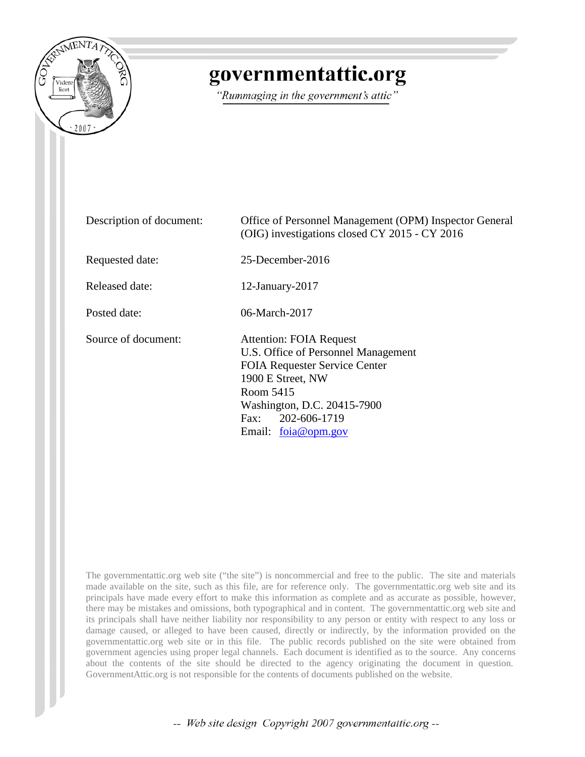# governmentattic.org

*"Rummaging in the government's attic"*

| | |
|---|---|
| Description of document: | Office of Personnel Management (OPM) Inspector General (OIG) investigations closed CY 2015 - CY 2016 |
| Requested date: | 25-December-2016 |
| Released date: | 12-January-2017 |
| Posted date: | 06-March-2017 |
| Source of document: | Attention: FOIA Request<br>U.S. Office of Personnel Management<br>FOIA Requester Service Center<br>1900 E Street, NW<br>Room 5415<br>Washington, D.C. 20415-7900<br>Fax: 202-606-1719<br>Email: foia@opm.gov |

The governmentattic.org web site ("the site") is noncommercial and free to the public. The site and materials made available on the site, such as this file, are for reference only. The governmentattic.org web site and its principals have made every effort to make this information as complete and as accurate as possible, however, there may be mistakes and omissions, both typographical and in content. The governmentattic.org web site and its principals shall have neither liability nor responsibility to any person or entity with respect to any loss or damage caused, or alleged to have been caused, directly or indirectly, by the information provided on the governmentattic.org web site or in this file. The public records published on the site were obtained from government agencies using proper legal channels. Each document is identified as to the source. Any concerns about the contents of the site should be directed to the agency originating the document in question. GovernmentAttic.org is not responsible for the contents of documents published on the website.

-- Web site design Copyright 2007 governmentattic.org --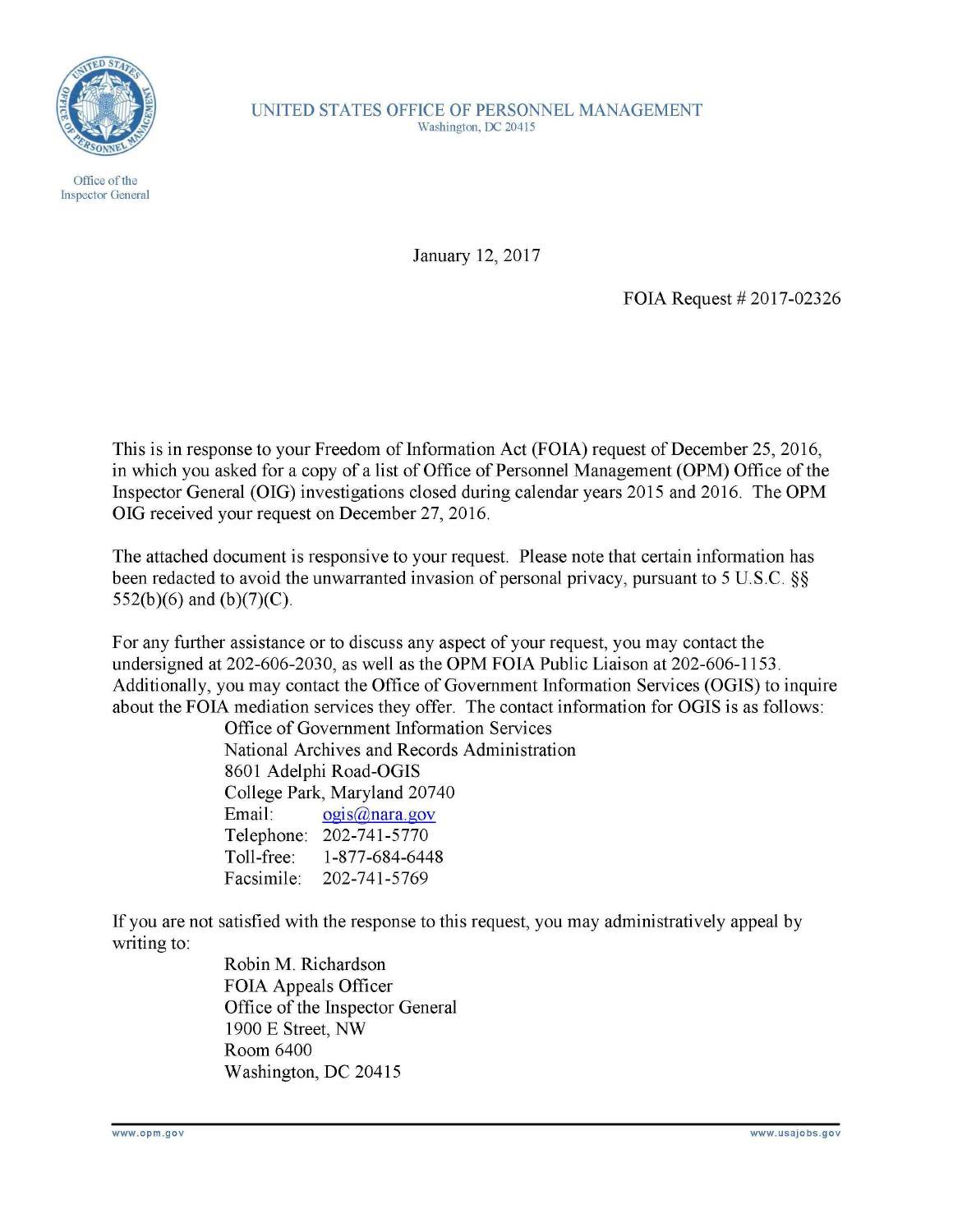UNITED STATES OFFICE OF PERSONNEL MANAGEMENT
Washington, DC 20415

Office of the Inspector General

January 12, 2017

FOIA Request # 2017-02326

This is in response to your Freedom of Information Act (FOIA) request of December 25, 2016, in which you asked for a copy of a list of Office of Personnel Management (OPM) Office of the Inspector General (OIG) investigations closed during calendar years 2015 and 2016. The OPM OIG received your request on December 27, 2016.

The attached document is responsive to your request. Please note that certain information has been redacted to avoid the unwarranted invasion of personal privacy, pursuant to 5 U.S.C. §§ 552(b)(6) and (b)(7)(C).

For any further assistance or to discuss any aspect of your request, you may contact the undersigned at 202-606-2030, as well as the OPM FOIA Public Liaison at 202-606-1153. Additionally, you may contact the Office of Government Information Services (OGIS) to inquire about the FOIA mediation services they offer. The contact information for OGIS is as follows:

Office of Government Information Services
National Archives and Records Administration
8601 Adelphi Road-OGIS
College Park, Maryland 20740
Email: ogis@nara.gov
Telephone: 202-741-5770
Toll-free: 1-877-684-6448
Facsimile: 202-741-5769

If you are not satisfied with the response to this request, you may administratively appeal by writing to:

Robin M. Richardson
FOIA Appeals Officer
Office of the Inspector General
1900 E Street, NW
Room 6400
Washington, DC 20415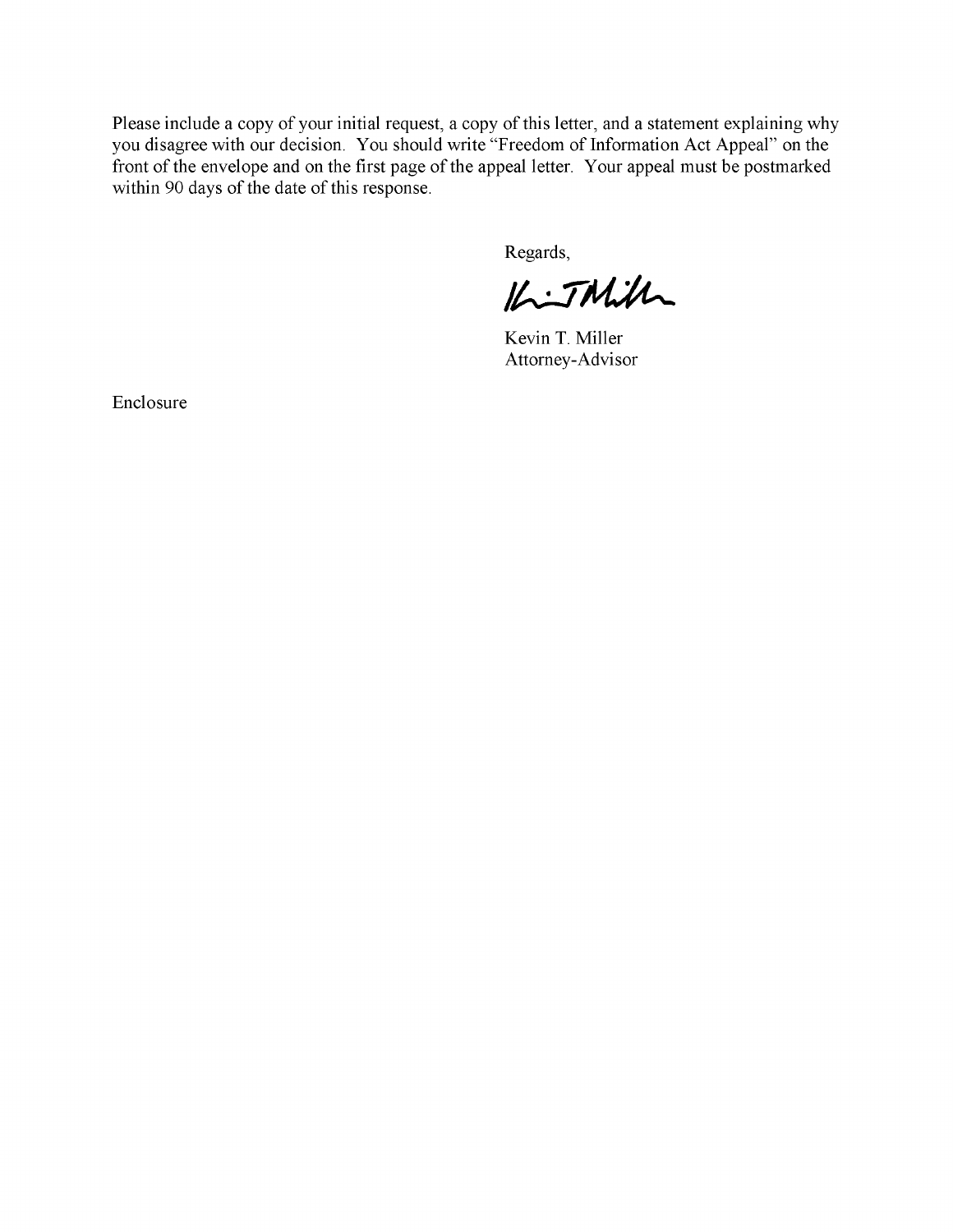Please include a copy of your initial request, a copy of this letter, and a statement explaining why you disagree with our decision. You should write "Freedom of Information Act Appeal" on the front of the envelope and on the first page of the appeal letter. Your appeal must be postmarked within 90 days of the date of this response.

Regards,

Kevin T. Miller
Attorney-Advisor

Enclosure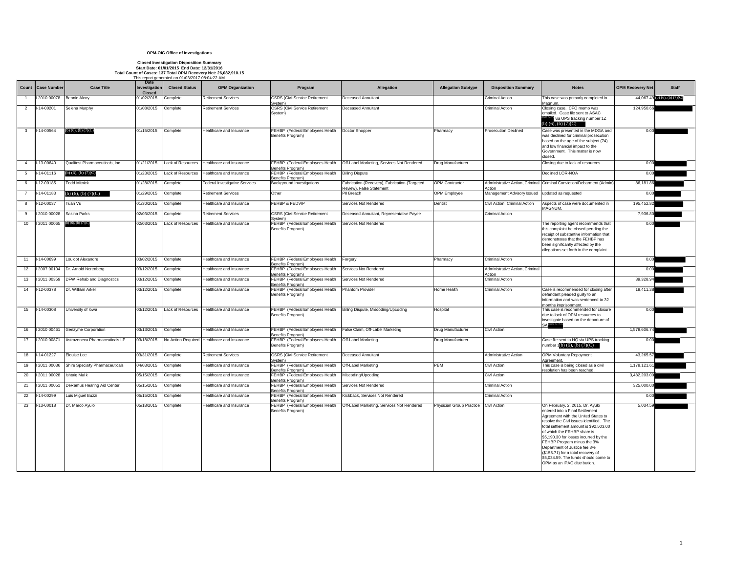**OPM-OIG Office of Investigations**

**Closed Investigation Disposition Summary**
**Start Date: 01/01/2015 End Date: 12/31/2016**
**Total Count of Cases: 137 Total OPM Recovery Net: 26,082,910.15**
This report generated on 01/03/2017 08:04:22 AM

| Count | Case Number | Case Title | Date Investigation Closed | Closed Status | OPM Organization | Program | Allegation | Allegation Subtype | Disposition Summary | Notes | OPM Recovery Net | Staff |
|---|---|---|---|---|---|---|---|---|---|---|---|---|
| 1 | I 2010 00078 | Bennie Alcoy | 01/02/2015 | Complete | Retirement Services | CSRS (Civil Service Retirement System) | Deceased Annuitant | | Criminal Action | This case was primarily completed in Magnum. | 44,067.49 | (b) (6), (b) (7)(C) |
| 2 | I-14-00201 | Selena Murphy | 01/08/2015 | Complete | Retirement Services | CSRS (Civil Service Retirement System) | Deceased Annuitant | | Criminal Action | Closing case. CFO memo was emailed. Case file sent to ASAC (b) (6), (b) (7)(C) via UPS tracking number 1Z (b) (6), (b) (7)(C) | 124,950.66 | |
| 3 | I-14-00564 | (b) (6), (b) (7)(C) | 01/15/2015 | Complete | Healthcare and Insurance | FEHBP (Federal Employees Health Benefits Program) | Doctor Shopper | Pharmacy | Prosecution Declined | Case was presented in the MDGA and was declined for criminal prosecution based on the age of the subject (74) and low financial impact to the Government. This matter is now closed. | 0.00 | |
| 4 | I-13-00640 | Qualitest Pharmaceuticals, Inc. | 01/21/2015 | Lack of Resources | Healthcare and Insurance | FEHBP (Federal Employees Health Benefits Program) | Off-Label Marketing, Services Not Rendered | Drug Manufacturer | | Closing due to lack of resources. | 0.00 | |
| 5 | I-14-01116 | (b) (6), (b) (7)(C) | 01/23/2015 | Lack of Resources | Healthcare and Insurance | FEHBP (Federal Employees Health Benefits Program) | Billing Dispute | | | Declined LOR-NOA | 0.00 | |
| 6 | I-12-00185 | Todd Mitnick | 01/28/2015 | Complete | Federal Investigative Services | Background Investigations | Fabrication (Recovery), Fabrication (Targeted Review), False Statement | OPM Contractor | Administrative Action, Criminal Action | Criminal Conviction/Debarment (Admin) | 86,181.86 | |
| 7 | I-14-01183 | (b) (6), (b) (7)(C) | 01/29/2015 | Complete | Retirement Services | Other | PII Breach | OPM Employee | Management Advisory Issued | updated as requested | 0.00 | |
| 8 | I-12-00037 | Tuan Vu | 01/30/2015 | Complete | Healthcare and Insurance | FEHBP & FEDVIP | Services Not Rendered | Dentist | Civil Action, Criminal Action | Aspects of case were documented in MAGNUM. | 195,452.82 | |
| 9 | I 2010 00028 | Sakina Parks | 02/03/2015 | Complete | Retirement Services | CSRS (Civil Service Retirement System) | Deceased Annuitant, Representative Payee | | Criminal Action | | 7,936.80 | |
| 10 | I 2011 00065 | (b) (6), (b) (7)(C) | 02/03/2015 | Lack of Resources | Healthcare and Insurance | FEHBP (Federal Employees Health Benefits Program) | Services Not Rendered | | | The reporting agent recommends that this complaint be closed pending the receipt of substantive information that demonstrates that the FEHBP has been significantly affected by the allegations set forth in the complaint. | 0.00 | |
| 11 | I-14-00699 | Louicot Alexandre | 03/02/2015 | Complete | Healthcare and Insurance | FEHBP (Federal Employees Health Benefits Program) | Forgery | Pharmacy | Criminal Action | | 0.00 | |
| 12 | I 2007 00104 | Dr. Arnold Nerenberg | 03/12/2015 | Complete | Healthcare and Insurance | FEHBP (Federal Employees Health Benefits Program) | Services Not Rendered | | Administrative Action, Criminal Action | | 0.00 | |
| 13 | I 2011 00359 | DFW Rehab and Diagnostics | 03/12/2015 | Complete | Healthcare and Insurance | FEHBP (Federal Employees Health Benefits Program) | Services Not Rendered | | Criminal Action | | 39,328.94 | |
| 14 | I-12-00378 | Dr. William Arkell | 03/12/2015 | Complete | Healthcare and Insurance | FEHBP (Federal Employees Health Benefits Program) | Phantom Provider | Home Health | Criminal Action | Case is recommended for closing after defendant pleaded guilty to an information and was sentenced to 32 months imprisonment. | 18,411.38 | |
| 15 | I-14-00308 | University of Iowa | 03/12/2015 | Lack of Resources | Healthcare and Insurance | FEHBP (Federal Employees Health Benefits Program) | Billing Dispute, Miscoding/Upcoding | Hospital | | This case is recommended for closure due to lack of OPM resources to investigate based on the departure of SA (b) (6), (b) (7)(C) | 0.00 | |
| 16 | I 2010 00461 | Genzyme Corporation | 03/13/2015 | Complete | Healthcare and Insurance | FEHBP (Federal Employees Health Benefits Program) | False Claim, Off-Label Marketing | Drug Manufacturer | Civil Action | | 1,578,606.74 | |
| 17 | I 2010 00871 | Astrazeneca Pharmaceuticals LP | 03/18/2015 | No Action Required | Healthcare and Insurance | FEHBP (Federal Employees Health Benefits Program) | Off-Label Marketing | Drug Manufacturer | | Case file sent to HQ via UPS tracking number 1(b) (6), (b) (7)(C) | 0.00 | |
| 18 | I-14-01227 | Elouise Lee | 03/31/2015 | Complete | Retirement Services | CSRS (Civil Service Retirement System) | Deceased Annuitant | | Administrative Action | OPM Voluntary Repayment Agreement. | 43,265.57 | |
| 19 | I 2011 00036 | Shire Specialty Pharmaceuticals | 04/03/2015 | Complete | Healthcare and Insurance | FEHBP (Federal Employees Health Benefits Program) | Off-Label Marketing | PBM | Civil Action | This case is being closed as a civil resolution has been reached. | 1,178,121.61 | |
| 20 | I 2011 00028 | Ishtaiq Malik | 05/15/2015 | Complete | Healthcare and Insurance | FEHBP (Federal Employees Health Benefits Program) | Miscoding/Upcoding | | Civil Action | | 3,482,203.00 | |
| 21 | I 2011 00051 | DeRamus Hearing Aid Center | 05/15/2015 | Complete | Healthcare and Insurance | FEHBP (Federal Employees Health Benefits Program) | Services Not Rendered | | Criminal Action | | 325,000.00 | |
| 22 | I-14-00299 | Luis Miguel Buzzi | 05/15/2015 | Complete | Healthcare and Insurance | FEHBP (Federal Employees Health Benefits Program) | Kickback, Services Not Rendered | | Criminal Action | | 0.00 | |
| 23 | I-13-00018 | Dr. Marco Ayulo | 05/18/2015 | Complete | Healthcare and Insurance | FEHBP (Federal Employees Health Benefits Program) | Off-Label Marketing, Services Not Rendered | Physician Group Practice | Civil Action | On February, 2, 2015, Dr. Ayulo entered into a Final Settlement Agreement with the United States to resolve the Civil issues identified. The total settlement amount is $92,503.00 of which the FEHBP share is $5,190.30 for losses incurred by the FEHBP Program minus the 3% Department of Justice fee 3% ($155.71) for a total recovery of $5,034.59. The funds should come to OPM as an IPAC distribution. | 5,034.59 | |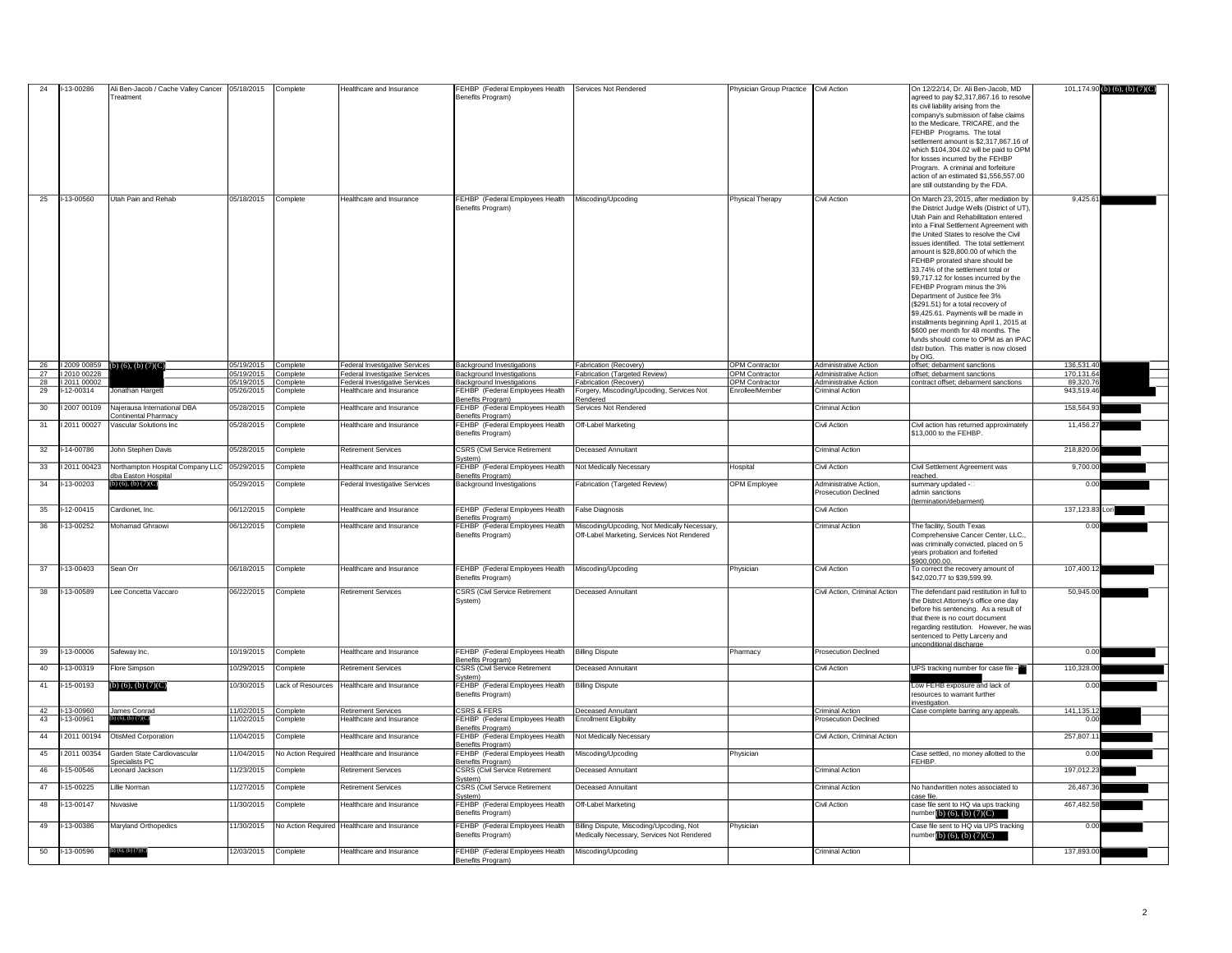| 24 | I-13-00286 | Ali Ben-Jacob / Cache Valley Cancer Treatment | 05/18/2015 | Complete | Healthcare and Insurance | FEHBP (Federal Employees Health Benefits Program) | Services Not Rendered | Physician Group Practice | Civil Action | On 12/22/14, Dr. Ali Ben-Jacob, MD agreed to pay $2,317,867.16 to resolve its civil liability arising from the company's submission of false claims to the Medicare, TRICARE, and the FEHBP Programs. The total settlement amount is $2,317,867.16 of which the $104,304.02 will be paid to OPM for losses incurred by the FEHBP Program. A criminal and forfeiture action of an estimated $1,556,557.00 are still outstanding by the FDA. | 101,174.90 | (b) (6), (b) (7)(C) |
|---|---|---|---|---|---|---|---|---|---|---|---|---|
| 25 | I-13-00560 | Utah Pain and Rehab | 05/18/2015 | Complete | Healthcare and Insurance | FEHBP (Federal Employees Health Benefits Program) | Miscoding/Upcoding | Physical Therapy | Civil Action | On March 23, 2015, after mediation by the District Judge Wells (District of UT), Utah Pain and Rehabilitation entered into a Final Settlement Agreement with the United States to resolve the Civil issues identified. The total settlement amount is $28,800.00 of which the FEHBP prorated share should be 33.74% of the settlement total or $9,717.12 for losses incurred by the FEHBP Program minus the 3% Department of Justice fee 3% ($291.51) for a total recovery of $9,425.61. Payments will be made in installments beginning April 1, 2015 at $600 per month for 48 months. The funds should come to OPM as an IPAC distribution. This matter is now closed by OIG. | 9,425.61 | |
| 26 | I 2009 00859 | (b) (6), (b) (7)(C) | 05/19/2015 | Complete | Federal Investigative Services | Background Investigations | Fabrication (Recovery) | OPM Contractor | Administrative Action | offset; debarment sanctions | 136,531.40 | |
| 27 | I 2010 00228 | | 05/19/2015 | Complete | Federal Investigative Services | Background Investigations | Fabrication (Targeted Review) | OPM Contractor | Administrative Action | offset; debarment sanctions | 170,131.64 | |
| 28 | I 2011 00002 | | 05/19/2015 | Complete | Federal Investigative Services | Background Investigations | Fabrication (Recovery) | OPM Contractor | Administrative Action | contract offset; debarment sanctions | 89,320.76 | |
| 29 | I-12-00314 | Jonathan Hargett | 05/26/2015 | Complete | Healthcare and Insurance | FEHBP (Federal Employees Health Benefits Program) | Forgery, Miscoding/Upcoding, Services Not Rendered | Enrollee/Member | Criminal Action | | 943,519.46 | |
| 30 | I 2007 00109 | Najerausa International DBA Continental Pharmacy | 05/28/2015 | Complete | Healthcare and Insurance | FEHBP (Federal Employees Health Benefits Program) | Services Not Rendered | | Criminal Action | | 158,564.93 | |
| 31 | I 2011 00027 | Vascular Solutions Inc | 05/28/2015 | Complete | Healthcare and Insurance | FEHBP (Federal Employees Health Benefits Program) | Off-Label Marketing | | Civil Action | Civil action has returned approximately $13,000 to the FEHBP. | 11,456.27 | |
| 32 | I-14-00786 | John Stephen Davis | 05/28/2015 | Complete | Retirement Services | CSRS (Civil Service Retirement System) | Deceased Annuitant | | Criminal Action | | 218,820.06 | |
| 33 | I 2011 00423 | Northampton Hospital Company LLC dba Easton Hospital | 05/29/2015 | Complete | Healthcare and Insurance | FEHBP (Federal Employees Health Benefits Program) | Not Medically Necessary | Hospital | Civil Action | Civil Settlement Agreement was reached. | 9,700.00 | |
| 34 | I-13-00203 | (b) (6), (b) (7)(C) | 05/29/2015 | Complete | Federal Investigative Services | Background Investigations | Fabrication (Targeted Review) | OPM Employee | Administrative Action, Prosecution Declined | summary updated - admin sanctions (termination/debarment) | 0.00 | |
| 35 | I-12-00415 | Cardionet, Inc. | 06/12/2015 | Complete | Healthcare and Insurance | FEHBP (Federal Employees Health Benefits Program) | False Diagnosis | | Civil Action | | 137,123.83 | Lori |
| 36 | I-13-00252 | Mohamad Ghraowi | 06/12/2015 | Complete | Healthcare and Insurance | FEHBP (Federal Employees Health Benefits Program) | Miscoding/Upcoding, Not Medically Necessary, Off-Label Marketing, Services Not Rendered | | Criminal Action | The facility, South Texas Comprehensive Cancer Center, LLC., was criminally convicted, placed on 5 years probation and forfeited $900,000.00. | 0.00 | |
| 37 | I-13-00403 | Sean Orr | 06/18/2015 | Complete | Healthcare and Insurance | FEHBP (Federal Employees Health Benefits Program) | Miscoding/Upcoding | Physician | Civil Action | To correct the recovery amount of $42,020.77 to $39,599.99. | 107,400.12 | |
| 38 | I-13-00589 | Lee Concetta Vaccaro | 06/22/2015 | Complete | Retirement Services | CSRS (Civil Service Retirement System) | Deceased Annuitant | | Civil Action, Criminal Action | The defendant paid restitution in full to the Distrct Attorney's office one day before his sentencing. As a result of that there is no court document regarding restitution. However, he was sentenced to Petty Larceny and unconditional discharge | 50,945.00 | |
| 39 | I-13-00006 | Safeway Inc. | 10/19/2015 | Complete | Healthcare and Insurance | FEHBP (Federal Employees Health Benefits Program) | Billing Dispute | Pharmacy | Prosecution Declined | | 0.00 | |
| 40 | I-13-00319 | Flore Simpson | 10/29/2015 | Complete | Retirement Services | CSRS (Civil Service Retirement System) | Deceased Annuitant | | Civil Action | UPS tracking number for case file - | 110,328.00 | |
| 41 | I-15-00193 | (b) (6), (b) (7)(C) | 10/30/2015 | Lack of Resources | Healthcare and Insurance | FEHBP (Federal Employees Health Benefits Program) | Billing Dispute | | | Low FEHB exposure and lack of resources to warrant further investigation. | 0.00 | |
| 42 | I-13-00960 | James Conrad | 11/02/2015 | Complete | Retirement Services | CSRS & FERS | Deceased Annuitant | | Criminal Action | Case complete barring any appeals. | 141,135.12 | |
| 43 | I-13-00961 | (b) (6), (b) (7)(C) | 11/02/2015 | Complete | Healthcare and Insurance | FEHBP (Federal Employees Health Benefits Program) | Enrollment Eligibility | | Prosecution Declined | | 0.00 | |
| 44 | I 2011 00194 | OtisMed Corporation | 11/04/2015 | Complete | Healthcare and Insurance | FEHBP (Federal Employees Health Benefits Program) | Not Medically Necessary | | Civil Action, Criminal Action | | 257,807.11 | |
| 45 | I 2011 00354 | Garden State Cardiovascular Specialists PC | 11/04/2015 | No Action Required | Healthcare and Insurance | FEHBP (Federal Employees Health Benefits Program) | Miscoding/Upcoding | Physician | | Case settled, no money allotted to the FEHBP. | 0.00 | |
| 46 | I-15-00546 | Leonard Jackson | 11/23/2015 | Complete | Retirement Services | CSRS (Civil Service Retirement System) | Deceased Annuitant | | Criminal Action | | 197,012.23 | |
| 47 | I-15-00225 | Lillie Norman | 11/27/2015 | Complete | Retirement Services | CSRS (Civil Service Retirement System) | Deceased Annuitant | | Criminal Action | No handwritten notes associated to case file. | 26,467.36 | |
| 48 | I-13-00147 | Nuvasive | 11/30/2015 | Complete | Healthcare and Insurance | FEHBP (Federal Employees Health Benefits Program) | Off-Label Marketing | | Civil Action | case file sent to HQ via ups tracking number (b) (6), (b) (7)(C) | 467,482.58 | |
| 49 | I-13-00386 | Maryland Orthopedics | 11/30/2015 | No Action Required | Healthcare and Insurance | FEHBP (Federal Employees Health Benefits Program) | Billing Dispute, Miscoding/Upcoding, Not Medically Necessary, Services Not Rendered | Physician | | Case file sent to HQ via UPS tracking number (b) (6), (b) (7)(C) | 0.00 | |
| 50 | I-13-00596 | (b) (6), (b) (7)(C) | 12/03/2015 | Complete | Healthcare and Insurance | FEHBP (Federal Employees Health Benefits Program) | Miscoding/Upcoding | | Criminal Action | | 137,893.00 | |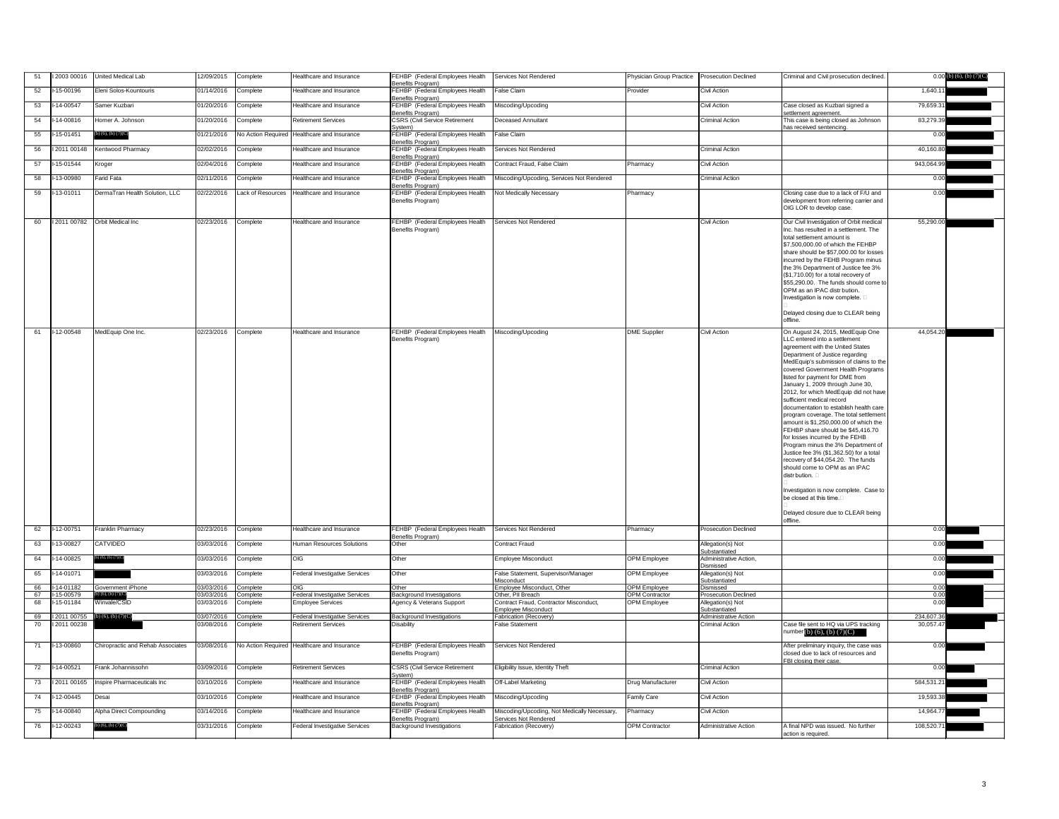| # | Case Number | Subject | Date Closed | Status | Program | Sub-Program | Allegation | Subject Type | Outcome | Comments | Amount | |
|---|---|---|---|---|---|---|---|---|---|---|---|---|
| 51 | I 2003 00016 | United Medical Lab | 12/09/2015 | Complete | Healthcare and Insurance | FEHBP (Federal Employees Health Benefits Program) | Services Not Rendered | Physician Group Practice | Prosecution Declined | Criminal and Civil prosecution declined. | 0.00 | (b) (6), (b) (7)(C) |
| 52 | I-15-00196 | Eleni Solos-Kountouris | 01/14/2016 | Complete | Healthcare and Insurance | FEHBP (Federal Employees Health Benefits Program) | False Claim | Provider | Civil Action | | 1,640.11 | |
| 53 | I-14-00547 | Samer Kuzbari | 01/20/2016 | Complete | Healthcare and Insurance | FEHBP (Federal Employees Health Benefits Program) | Miscoding/Upcoding | | Civil Action | Case closed as Kuzbari signed a settlement agreement. | 79,659.31 | |
| 54 | I-14-00816 | Homer A. Johnson | 01/20/2016 | Complete | Retirement Services | CSRS (Civil Service Retirement System) | Deceased Annuitant | | Criminal Action | This case is being closed as Johnson has received sentencing. | 83,279.39 | |
| 55 | I-15-01451 | (b) (6), (b) (7)(C) | 01/21/2016 | No Action Required | Healthcare and Insurance | FEHBP (Federal Employees Health Benefits Program) | False Claim | | | | 0.00 | |
| 56 | I 2011 00148 | Kentwood Pharmacy | 02/02/2016 | Complete | Healthcare and Insurance | FEHBP (Federal Employees Health Benefits Program) | Services Not Rendered | | Criminal Action | | 40,160.80 | |
| 57 | I-15-01544 | Kroger | 02/04/2016 | Complete | Healthcare and Insurance | FEHBP (Federal Employees Health Benefits Program) | Contract Fraud, False Claim | Pharmacy | Civil Action | | 943,064.99 | |
| 58 | I-13-00980 | Farid Fata | 02/11/2016 | Complete | Healthcare and Insurance | FEHBP (Federal Employees Health Benefits Program) | Miscoding/Upcoding, Services Not Rendered | | Criminal Action | | 0.00 | |
| 59 | I-13-01011 | DermaTran Health Solution, LLC | 02/22/2016 | Lack of Resources | Healthcare and Insurance | FEHBP (Federal Employees Health Benefits Program) | Not Medically Necessary | Pharmacy | | Closing case due to a lack of F/U and development from referring carrier and OIG LOR to develop case. | 0.00 | |
| 60 | I 2011 00782 | Orbit Medical Inc | 02/23/2016 | Complete | Healthcare and Insurance | FEHBP (Federal Employees Health Benefits Program) | Services Not Rendered | | Civil Action | Our Civil Investigation of Orbit medical Inc. has resulted in a settlement. The total settlement amount is $7,500,000.00 of which the FEHBP share should be $57,000.00 for losses incurred by the FEHB Program minus the 3% Department of Justice fee 3% ($1,710.00) for a total recovery of $55,290.00. The funds should come to OPM as an IPAC distr bution. Investigation is now complete. Delayed closing due to CLEAR being offline. | 55,290.00 | |
| 61 | I-12-00548 | MedEquip One Inc. | 02/23/2016 | Complete | Healthcare and Insurance | FEHBP (Federal Employees Health Benefits Program) | Miscoding/Upcoding | DME Supplier | Civil Action | On August 24, 2015, MedEquip One LLC entered into a settlement agreement with the United States Department of Justice regarding MedEquip's submission of claims to the covered Government Health Programs listed for payment for DME from January 1, 2009 through June 30, 2012, for which MedEquip did not have sufficient medical record documentation to establish health care program coverage. The total settlement amount is $1,250,000.00 of which the FEHBP share should be $45,416.70 for losses incurred by the FEHB Program minus the 3% Department of Justice fee 3% ($1,362.50) for a total recovery of $44,054.20. The funds should come to OPM as an IPAC distr bution. Investigation is now complete. Case to be closed at this time. Delayed closure due to CLEAR being offline. | 44,054.20 | |
| 62 | I-12-00751 | Franklin Pharmacy | 02/23/2016 | Complete | Healthcare and Insurance | FEHBP (Federal Employees Health Benefits Program) | Services Not Rendered | Pharmacy | Prosecution Declined | | 0.00 | |
| 63 | I-13-00827 | CATVIDEO | 03/03/2016 | Complete | Human Resources Solutions | Other | Contract Fraud | | Allegation(s) Not Substantiated | | 0.00 | |
| 64 | I-14-00825 | (b) (6), (b) (7)(C) | 03/03/2016 | Complete | OIG | Other | Employee Misconduct | OPM Employee | Administrative Action, Dismissed | | 0.00 | |
| 65 | I-14-01071 | | 03/03/2016 | Complete | Federal Investigative Services | Other | False Statement, Supervisor/Manager Misconduct | OPM Employee | Allegation(s) Not Substantiated | | 0.00 | |
| 66 | I-14-01182 | Government iPhone | 03/03/2016 | Complete | OIG | Other | Employee Misconduct, Other | OPM Employee | Dismissed | | 0.00 | |
| 67 | I-15-00579 | (b) (6), (b) (7)(C) | 03/03/2016 | Complete | Federal Investigative Services | Background Investigations | Other, PII Breach | OPM Contractor | Prosecution Declined | | 0.00 | |
| 68 | I-15-01184 | Winvale/CSID | 03/03/2016 | Complete | Employee Services | Agency & Veterans Support | Contract Fraud, Contractor Misconduct, Employee Misconduct | OPM Employee | Allegation(s) Not Substantiated | | 0.00 | |
| 69 | I 2011 00755 | (b) (6), (b) (7)(C) | 03/07/2016 | Complete | Federal Investigative Services | Background Investigations | Fabrication (Recovery) | | Administrative Action | | 234,607.36 | |
| 70 | I 2011 00238 | | 03/08/2016 | Complete | Retirement Services | Disability | False Statement | | Criminal Action | Case file sent to HQ via UPS tracking number (b) (6), (b) (7)(C) | 30,057.47 | |
| 71 | I-13-00860 | Chiropractic and Rehab Associates | 03/08/2016 | No Action Required | Healthcare and Insurance | FEHBP (Federal Employees Health Benefits Program) | Services Not Rendered | | | After preliminary inquiry, the case was closed due to lack of resources and FBI closing their case. | 0.00 | |
| 72 | I-14-00521 | Frank Johannissohn | 03/09/2016 | Complete | Retirement Services | CSRS (Civil Service Retirement System) | Eligibility Issue, Identity Theft | | Criminal Action | | 0.00 | |
| 73 | I 2011 00165 | Inspire Pharmaceuticals Inc | 03/10/2016 | Complete | Healthcare and Insurance | FEHBP (Federal Employees Health Benefits Program) | Off-Label Marketing | Drug Manufacturer | Civil Action | | 584,531.21 | |
| 74 | I-12-00445 | Desai | 03/10/2016 | Complete | Healthcare and Insurance | FEHBP (Federal Employees Health Benefits Program) | Miscoding/Upcoding | Family Care | Civil Action | | 19,593.38 | |
| 75 | I-14-00840 | Alpha Direct Compounding | 03/14/2016 | Complete | Healthcare and Insurance | FEHBP (Federal Employees Health Benefits Program) | Miscoding/Upcoding, Not Medically Necessary, Services Not Rendered | Pharmacy | Civil Action | | 14,964.77 | |
| 76 | I-12-00243 | (b) (6), (b) (7)(C) | 03/31/2016 | Complete | Federal Investigative Services | Background Investigations | Fabrication (Recovery) | OPM Contractor | Administrative Action | A final NPD was issued. No further action is required. | 108,520.71 | |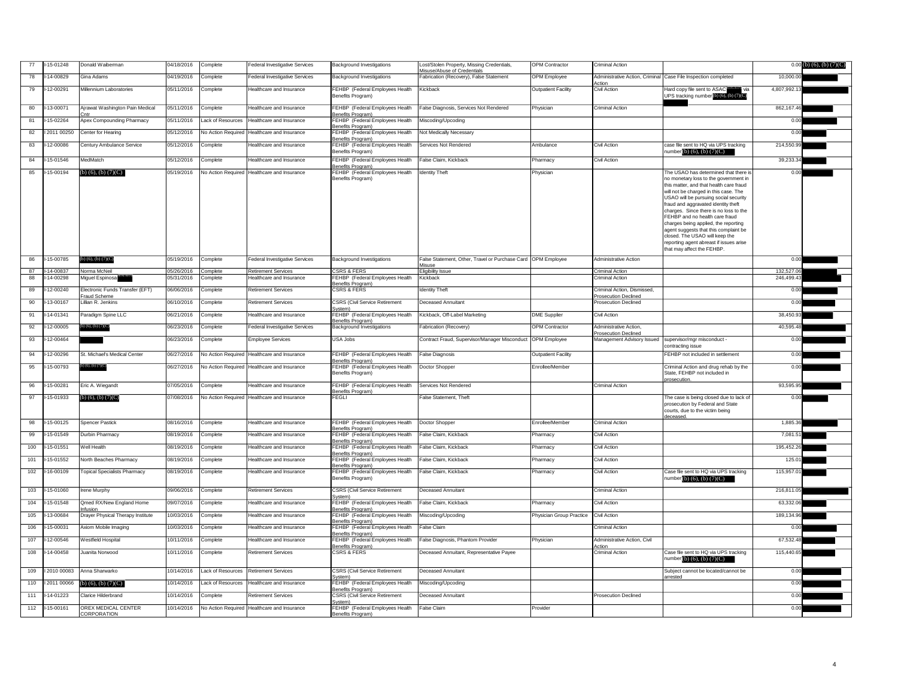| 77 | I-15-01248 | Donald Waiberman | 04/18/2016 | Complete | Federal Investigative Services | Background Investigations | Lost/Stolen Property, Missing Credentials, Misuse/Abuse of Credentials | OPM Contractor | Criminal Action | | 0.00 | (b) (6), (b) (7)(C) |
|---|---|---|---|---|---|---|---|---|---|---|---|---|
| 78 | I-14-00829 | Gina Adams | 04/19/2016 | Complete | Federal Investigative Services | Background Investigations | Fabrication (Recovery), False Statement | OPM Employee | Administrative Action, Criminal Action | Case File Inspection completed | 10,000.00 | |
| 79 | I-12-00291 | Millennium Laboratories | 05/11/2016 | Complete | Healthcare and Insurance | FEHBP (Federal Employees Health Benefits Program) | Kickback | Outpatient Facility | Civil Action | Hard copy file sent to ASAC (b) (6), (b) via UPS tracking number (b) (6), (b) (7)(C) | 4,807,992.13 | |
| 80 | I-13-00071 | Ajrawat Washington Pain Medical Cntr | 05/11/2016 | Complete | Healthcare and Insurance | FEHBP (Federal Employees Health Benefits Program) | False Diagnosis, Services Not Rendered | Physician | Criminal Action | | 862,167.46 | |
| 81 | I-15-02264 | Apex Compounding Pharmacy | 05/11/2016 | Lack of Resources | Healthcare and Insurance | FEHBP (Federal Employees Health Benefits Program) | Miscoding/Upcoding | | | | 0.00 | |
| 82 | I 2011 00250 | Center for Hearing | 05/12/2016 | No Action Required | Healthcare and Insurance | FEHBP (Federal Employees Health Benefits Program) | Not Medically Necessary | | | | 0.00 | |
| 83 | I-12-00086 | Century Ambulance Service | 05/12/2016 | Complete | Healthcare and Insurance | FEHBP (Federal Employees Health Benefits Program) | Services Not Rendered | Ambulance | Civil Action | case file sent to HQ via UPS tracking number (b) (6), (b) (7)(C) | 214,550.99 | |
| 84 | I-15-01546 | MedMatch | 05/12/2016 | Complete | Healthcare and Insurance | FEHBP (Federal Employees Health Benefits Program) | False Claim, Kickback | Pharmacy | Civil Action | | 39,233.34 | |
| 85 | I-15-00194 | (b) (6), (b) (7)(C) | 05/19/2016 | No Action Required | Healthcare and Insurance | FEHBP (Federal Employees Health Benefits Program) | Identity Theft | Physician | | The USAO has determined that there is no monetary loss to the government in this matter, and that health care fraud will not be charged in this case. The USAO will be pursuing social security fraud and aggravated identity theft charges. Since there is no loss to the FEHBP and no health care fraud charges being applied, the reporting agent suggests that this complaint be closed. The USAO will keep the reporting agent abreast if issues arise that may affect the FEHBP. | 0.00 | |
| 86 | I-15-00785 | (b) (6), (b) (7)(C) | 05/19/2016 | Complete | Federal Investigative Services | Background Investigations | False Statement, Other, Travel or Purchase Card Misuse | OPM Employee | Administrative Action | | 0.00 | |
| 87 | I-14-00837 | Norma McNeil | 05/26/2016 | Complete | Retirement Services | CSRS & FERS | Eligibility Issue | | Criminal Action | | 132,527.06 | |
| 88 | I-14-00298 | Miguel Espinosa (b) (6), (b) (7)(C) | 05/31/2016 | Complete | Healthcare and Insurance | FEHBP (Federal Employees Health Benefits Program) | Kickback | | Criminal Action | | 246,499.43 | |
| 89 | I-12-00240 | Electronic Funds Transfer (EFT) Fraud Scheme | 06/06/2016 | Complete | Retirement Services | CSRS & FERS | Identity Theft | | Criminal Action, Dismissed, Prosecution Declined | | 0.00 | |
| 90 | I-13-00167 | Lillian R. Jenkins | 06/10/2016 | Complete | Retirement Services | CSRS (Civil Service Retirement System) | Deceased Annuitant | | Prosecution Declined | | 0.00 | |
| 91 | I-14-01341 | Paradigm Spine LLC | 06/21/2016 | Complete | Healthcare and Insurance | FEHBP (Federal Employees Health Benefits Program) | Kickback, Off-Label Marketing | DME Supplier | Civil Action | | 38,450.93 | |
| 92 | I-12-00005 | (b) (6), (b) (7)(C) | 06/23/2016 | Complete | Federal Investigative Services | Background Investigations | Fabrication (Recovery) | OPM Contractor | Administrative Action, Prosecution Declined | | 40,595.48 | |
| 93 | I-12-00464 | | 06/23/2016 | Complete | Employee Services | USA Jobs | Contract Fraud, Supervisor/Manager Misconduct | OPM Employee | Management Advisory Issued | supervisor/mgr misconduct - contracting issue | 0.00 | |
| 94 | I-12-00296 | St. Michael's Medical Center | 06/27/2016 | No Action Required | Healthcare and Insurance | FEHBP (Federal Employees Health Benefits Program) | False Diagnosis | Outpatient Facility | | FEHBP not included in settlement | 0.00 | |
| 95 | I-15-00793 | (b) (6), (b) (7)(C) | 06/27/2016 | No Action Required | Healthcare and Insurance | FEHBP (Federal Employees Health Benefits Program) | Doctor Shopper | Enrollee/Member | | Criminal Action and drug rehab by the State, FEHBP not included in prosecution. | 0.00 | |
| 96 | I-15-00281 | Eric A. Wiegandt | 07/05/2016 | Complete | Healthcare and Insurance | FEHBP (Federal Employees Health Benefits Program) | Services Not Rendered | | Criminal Action | | 93,595.95 | |
| 97 | I-15-01933 | (b) (6), (b) (7)(C) | 07/08/2016 | No Action Required | Healthcare and Insurance | FEGLI | False Statement, Theft | | | The case is being closed due to lack of prosecution by Federal and State courts, due to the victim being deceased. | 0.00 | |
| 98 | I-15-00125 | Spencer Pastick | 08/16/2016 | Complete | Healthcare and Insurance | FEHBP (Federal Employees Health Benefits Program) | Doctor Shopper | Enrollee/Member | Criminal Action | | 1,885.36 | |
| 99 | I-15-01549 | Durbin Pharmacy | 08/19/2016 | Complete | Healthcare and Insurance | FEHBP (Federal Employees Health Benefits Program) | False Claim, Kickback | Pharmacy | Civil Action | | 7,081.51 | |
| 100 | I-15-01551 | Well Health | 08/19/2016 | Complete | Healthcare and Insurance | FEHBP (Federal Employees Health Benefits Program) | False Claim, Kickback | Pharmacy | Civil Action | | 195,452.26 | |
| 101 | I-15-01552 | North Beaches Pharmacy | 08/19/2016 | Complete | Healthcare and Insurance | FEHBP (Federal Employees Health Benefits Program) | False Claim, Kickback | Pharmacy | Civil Action | | 125.01 | |
| 102 | I-16-00109 | Topical Specialists Pharmacy | 08/19/2016 | Complete | Healthcare and Insurance | FEHBP (Federal Employees Health Benefits Program) | False Claim, Kickback | Pharmacy | Civil Action | Case file sent to HQ via UPS tracking number (b) (6), (b) (7)(C) | 115,957.01 | |
| 103 | I-15-01060 | Irene Murphy | 09/06/2016 | Complete | Retirement Services | CSRS (Civil Service Retirement System) | Deceased Annuitant | | Criminal Action | | 216,811.05 | |
| 104 | I-15-01548 | Qmed RX/New England Home Infusion | 09/07/2016 | Complete | Healthcare and Insurance | FEHBP (Federal Employees Health Benefits Program) | False Claim, Kickback | Pharmacy | Civil Action | | 63,332.06 | |
| 105 | I-13-00684 | Drayer Physical Therapy Institute | 10/03/2016 | Complete | Healthcare and Insurance | FEHBP (Federal Employees Health Benefits Program) | Miscoding/Upcoding | Physician Group Practice | Civil Action | | 189,134.96 | |
| 106 | I-15-00031 | Axiom Mobile Imaging | 10/03/2016 | Complete | Healthcare and Insurance | FEHBP (Federal Employees Health Benefits Program) | False Claim | | Criminal Action | | 0.00 | |
| 107 | I-12-00546 | Westfield Hospital | 10/11/2016 | Complete | Healthcare and Insurance | FEHBP (Federal Employees Health Benefits Program) | False Diagnosis, Phantom Provider | Physician | Administrative Action, Civil Action | | 67,532.48 | |
| 108 | I-14-00458 | Juanita Norwood | 10/11/2016 | Complete | Retirement Services | CSRS & FERS | Deceased Annuitant, Representative Payee | | Criminal Action | Case file sent to HQ via UPS tracking number (b) (6), (b) (7)(C) | 115,440.65 | |
| 109 | I 2010 00083 | Anna Sharwarko | 10/14/2016 | Lack of Resources | Retirement Services | CSRS (Civil Service Retirement System) | Deceased Annuitant | | | Subject cannot be located/cannot be arrested | 0.00 | |
| 110 | I 2011 00066 | (b) (6), (b) (7)(C) | 10/14/2016 | Lack of Resources | Healthcare and Insurance | FEHBP (Federal Employees Health Benefits Program) | Miscoding/Upcoding | | | | 0.00 | |
| 111 | I-14-01223 | Clarice Hilderbrand | 10/14/2016 | Complete | Retirement Services | CSRS (Civil Service Retirement System) | Deceased Annuitant | | Prosecution Declined | | 0.00 | |
| 112 | I-15-00161 | OREX MEDICAL CENTER CORPORATION | 10/14/2016 | No Action Required | Healthcare and Insurance | FEHBP (Federal Employees Health Benefits Program) | False Claim | Provider | | | 0.00 | |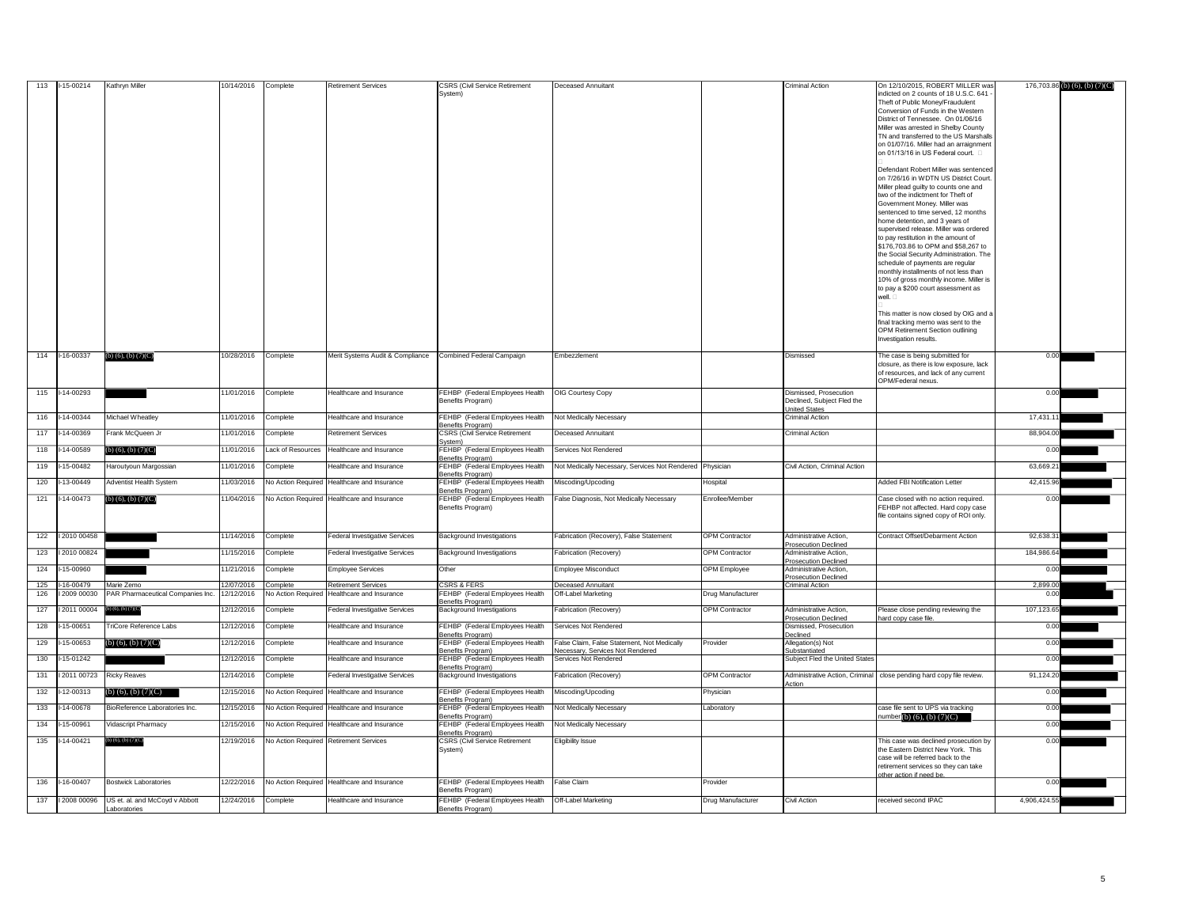| | | | | | | | | | | | | |
|---|---|---|---|---|---|---|---|---|---|---|---|---|
| 113 | I-15-00214 | Kathryn Miller | 10/14/2016 | Complete | Retirement Services | CSRS (Civil Service Retirement System) | Deceased Annuitant | | Criminal Action | On 12/10/2015, ROBERT MILLER was indicted on 2 counts of 18 U.S.C. 641 - Theft of Public Money/Fraudulent Conversion of Funds in the Western District of Tennessee. On 01/06/16 Miller was arrested in Shelby County TN and transferred to the US Marshalls on 01/07/16. Miller had an arraignment on 01/13/16 in US Federal court. Defendant Robert Miller was sentenced on 7/26/16 in WDTN US District Court. Miller plead guilty to counts one and two of the indictment for Theft of Government Money. Miller was sentenced to time served, 12 months home detention, and 3 years of supervised release. Miller was ordered to pay restitution in the amount of $176,703.86 to OPM and $58,267 to the Social Security Administration. The schedule of payments are regular monthly installments of not less than 10% of gross monthly income. Miller is to pay a $200 court assessment as well. This matter is now closed by OIG and a final tracking memo was sent to the OPM Retirement Section outlining Investigation results. | 176,703.86 | (b) (6), (b) (7)(C) |
| 114 | I-16-00337 | (b) (6), (b) (7)(C) | 10/28/2016 | Complete | Merit Systems Audit & Compliance | Combined Federal Campaign | Embezzlement | | Dismissed | The case is being submitted for closure, as there is low exposure, lack of resources, and lack of any current OPM/Federal nexus. | 0.00 | |
| 115 | I-14-00293 | | 11/01/2016 | Complete | Healthcare and Insurance | FEHBP (Federal Employees Health Benefits Program) | OIG Courtesy Copy | | Dismissed, Prosecution Declined, Subject Fled the United States | | 0.00 | |
| 116 | I-14-00344 | Michael Wheatley | 11/01/2016 | Complete | Healthcare and Insurance | FEHBP (Federal Employees Health Benefits Program) | Not Medically Necessary | | Criminal Action | | 17,431.11 | |
| 117 | I-14-00369 | Frank McQueen Jr | 11/01/2016 | Complete | Retirement Services | CSRS (Civil Service Retirement System) | Deceased Annuitant | | Criminal Action | | 88,904.00 | |
| 118 | I-14-00589 | (b) (6), (b) (7)(C) | 11/01/2016 | Lack of Resources | Healthcare and Insurance | FEHBP (Federal Employees Health Benefits Program) | Services Not Rendered | | | | 0.00 | |
| 119 | I-15-00482 | Haroutyoun Margossian | 11/01/2016 | Complete | Healthcare and Insurance | FEHBP (Federal Employees Health Benefits Program) | Not Medically Necessary, Services Not Rendered | Physician | Civil Action, Criminal Action | | 63,669.21 | |
| 120 | I-13-00449 | Adventist Health System | 11/03/2016 | No Action Required | Healthcare and Insurance | FEHBP (Federal Employees Health Benefits Program) | Miscoding/Upcoding | Hospital | | Added FBI Notification Letter | 42,415.96 | |
| 121 | I-14-00473 | (b) (6), (b) (7)(C) | 11/04/2016 | No Action Required | Healthcare and Insurance | FEHBP (Federal Employees Health Benefits Program) | False Diagnosis, Not Medically Necessary | Enrollee/Member | | Case closed with no action required. FEHBP not affected. Hard copy case file contains signed copy of ROI only. | 0.00 | |
| 122 | I 2010 00458 | | 11/14/2016 | Complete | Federal Investigative Services | Background Investigations | Fabrication (Recovery), False Statement | OPM Contractor | Administrative Action, Prosecution Declined | Contract Offset/Debarment Action | 92,638.31 | |
| 123 | I 2010 00824 | | 11/15/2016 | Complete | Federal Investigative Services | Background Investigations | Fabrication (Recovery) | OPM Contractor | Administrative Action, Prosecution Declined | | 184,986.64 | |
| 124 | I-15-00960 | | 11/21/2016 | Complete | Employee Services | Other | Employee Misconduct | OPM Employee | Administrative Action, Prosecution Declined | | 0.00 | |
| 125 | I-16-00479 | Marie Zemo | 12/07/2016 | Complete | Retirement Services | CSRS & FERS | Deceased Annuitant | | Criminal Action | | 2,899.00 | |
| 126 | I 2009 00030 | PAR Pharmaceutical Companies Inc. | 12/12/2016 | No Action Required | Healthcare and Insurance | FEHBP (Federal Employees Health Benefits Program) | Off-Label Marketing | Drug Manufacturer | | | 0.00 | |
| 127 | I 2011 00004 | (b) (6), (b) (7)(C) | 12/12/2016 | Complete | Federal Investigative Services | Background Investigations | Fabrication (Recovery) | OPM Contractor | Administrative Action, Prosecution Declined | Please close pending reviewing the hard copy case file. | 107,123.65 | |
| 128 | I-15-00651 | TriCore Reference Labs | 12/12/2016 | Complete | Healthcare and Insurance | FEHBP (Federal Employees Health Benefits Program) | Services Not Rendered | | Dismissed, Prosecution Declined | | 0.00 | |
| 129 | I-15-00653 | (b) (6), (b) (7)(C) | 12/12/2016 | Complete | Healthcare and Insurance | FEHBP (Federal Employees Health Benefits Program) | False Claim, False Statement, Not Medically Necessary, Services Not Rendered | Provider | Allegation(s) Not Substantiated | | 0.00 | |
| 130 | I-15-01242 | | 12/12/2016 | Complete | Healthcare and Insurance | FEHBP (Federal Employees Health Benefits Program) | Services Not Rendered | | Subject Fled the United States | | 0.00 | |
| 131 | I 2011 00723 | Ricky Reaves | 12/14/2016 | Complete | Federal Investigative Services | Background Investigations | Fabrication (Recovery) | OPM Contractor | Administrative Action, Criminal Action | close pending hard copy file review. | 91,124.20 | |
| 132 | I-12-00313 | (b) (6), (b) (7)(C) | 12/15/2016 | No Action Required | Healthcare and Insurance | FEHBP (Federal Employees Health Benefits Program) | Miscoding/Upcoding | Physician | | | 0.00 | |
| 133 | I-14-00678 | BioReference Laboratories Inc. | 12/15/2016 | No Action Required | Healthcare and Insurance | FEHBP (Federal Employees Health Benefits Program) | Not Medically Necessary | Laboratory | | case file sent to UPS via tracking number (b) (6), (b) (7)(C) | 0.00 | |
| 134 | I-15-00961 | Vidascript Pharmacy | 12/15/2016 | No Action Required | Healthcare and Insurance | FEHBP (Federal Employees Health Benefits Program) | Not Medically Necessary | | | | 0.00 | |
| 135 | I-14-00421 | (b) (6), (b) (7)(C) | 12/19/2016 | No Action Required | Retirement Services | CSRS (Civil Service Retirement System) | Eligibility Issue | | | This case was declined prosecution by the Eastern District New York. This case will be referred back to the retirement services so they can take other action if need be. | 0.00 | |
| 136 | I-16-00407 | Bostwick Laboratories | 12/22/2016 | No Action Required | Healthcare and Insurance | FEHBP (Federal Employees Health Benefits Program) | False Claim | Provider | | | 0.00 | |
| 137 | I 2008 00096 | US et. al. and McCoyd v Abbott Laboratories | 12/24/2016 | Complete | Healthcare and Insurance | FEHBP (Federal Employees Health Benefits Program) | Off-Label Marketing | Drug Manufacturer | Civil Action | received second IPAC | 4,906,424.55 | |